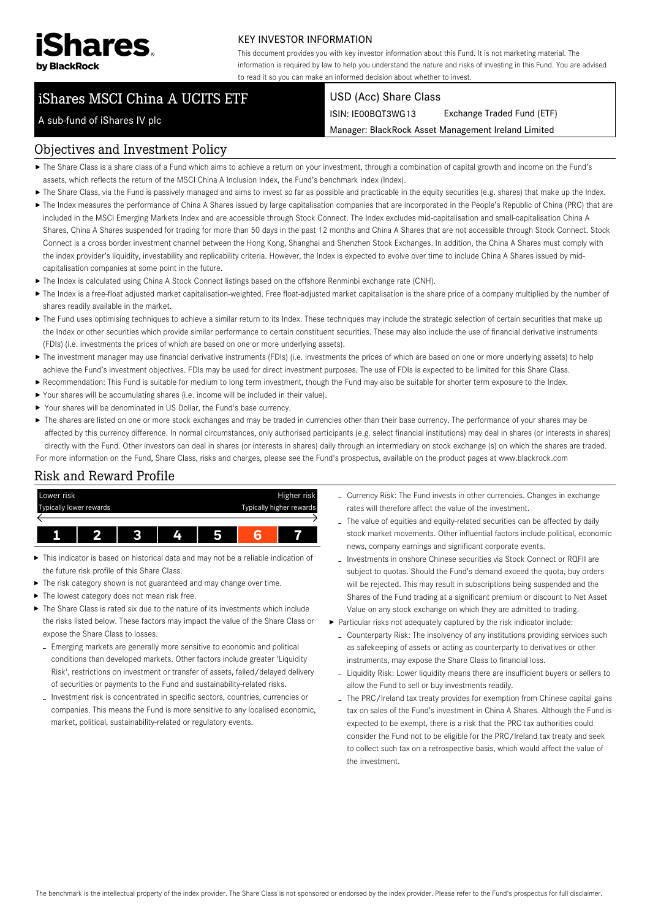**iShares by BlackRock**

KEY INVESTOR INFORMATION

This document provides you with key investor information about this Fund. It is not marketing material. The information is required by law to help you understand the nature and risks of investing in this Fund. You are advised to read it so you can make an informed decision about whether to invest.

# iShares MSCI China A UCITS ETF

A sub-fund of iShares IV plc

USD (Acc) Share Class

ISIN: IE00BQT3WG13 Exchange Traded Fund (ETF)

Manager: BlackRock Asset Management Ireland Limited

## Objectives and Investment Policy

- The Share Class is a share class of a Fund which aims to achieve a return on your investment, through a combination of capital growth and income on the Fund's assets, which reflects the return of the MSCI China A Inclusion Index, the Fund's benchmark index (Index).
- The Share Class, via the Fund is passively managed and aims to invest so far as possible and practicable in the equity securities (e.g. shares) that make up the Index.
- The Index measures the performance of China A Shares issued by large capitalisation companies that are incorporated in the People's Republic of China (PRC) that are included in the MSCI Emerging Markets Index and are accessible through Stock Connect. The Index excludes mid-capitalisation and small-capitalisation China A Shares, China A Shares suspended for trading for more than 50 days in the past 12 months and China A Shares that are not accessible through Stock Connect. Stock Connect is a cross border investment channel between the Hong Kong, Shanghai and Shenzhen Stock Exchanges. In addition, the China A Shares must comply with the index provider's liquidity, investability and replicability criteria. However, the Index is expected to evolve over time to include China A Shares issued by mid-capitalisation companies at some point in the future.
- The Index is calculated using China A Stock Connect listings based on the offshore Renminbi exchange rate (CNH).
- The Index is a free-float adjusted market capitalisation-weighted. Free float-adjusted market capitalisation is the share price of a company multiplied by the number of shares readily available in the market.
- The Fund uses optimising techniques to achieve a similar return to its Index. These techniques may include the strategic selection of certain securities that make up the Index or other securities which provide similar performance to certain constituent securities. These may also include the use of financial derivative instruments (FDIs) (i.e. investments the prices of which are based on one or more underlying assets).
- The investment manager may use financial derivative instruments (FDIs) (i.e. investments the prices of which are based on one or more underlying assets) to help achieve the Fund's investment objectives. FDIs may be used for direct investment purposes. The use of FDIs is expected to be limited for this Share Class.
- Recommendation: This Fund is suitable for medium to long term investment, though the Fund may also be suitable for shorter term exposure to the Index.
- Your shares will be accumulating shares (i.e. income will be included in their value).
- Your shares will be denominated in US Dollar, the Fund's base currency.
- The shares are listed on one or more stock exchanges and may be traded in currencies other than their base currency. The performance of your shares may be affected by this currency difference. In normal circumstances, only authorised participants (e.g. select financial institutions) may deal in shares (or interests in shares) directly with the Fund. Other investors can deal in shares (or interests in shares) daily through an intermediary on stock exchange (s) on which the shares are traded.

For more information on the Fund, Share Class, risks and charges, please see the Fund's prospectus, available on the product pages at www.blackrock.com

## Risk and Reward Profile

| Lower risk | | | | | | Higher risk |
|---|---|---|---|---|---|---|
| Typically lower rewards | | | | | | Typically higher rewards |
| 1 | 2 | 3 | 4 | 5 | **6** | 7 |

- This indicator is based on historical data and may not be a reliable indication of the future risk profile of this Share Class.
- The risk category shown is not guaranteed and may change over time.
- The lowest category does not mean risk free.
- The Share Class is rated six due to the nature of its investments which include the risks listed below. These factors may impact the value of the Share Class or expose the Share Class to losses.
  - Emerging markets are generally more sensitive to economic and political conditions than developed markets. Other factors include greater 'Liquidity Risk', restrictions on investment or transfer of assets, failed/delayed delivery of securities or payments to the Fund and sustainability-related risks.
  - Investment risk is concentrated in specific sectors, countries, currencies or companies. This means the Fund is more sensitive to any localised economic, market, political, sustainability-related or regulatory events.
  - Currency Risk: The Fund invests in other currencies. Changes in exchange rates will therefore affect the value of the investment.
  - The value of equities and equity-related securities can be affected by daily stock market movements. Other influential factors include political, economic news, company earnings and significant corporate events.
  - Investments in onshore Chinese securities via Stock Connect or RQFII are subject to quotas. Should the Fund's demand exceed the quota, buy orders will be rejected. This may result in subscriptions being suspended and the Shares of the Fund trading at a significant premium or discount to Net Asset Value on any stock exchange on which they are admitted to trading.
- Particular risks not adequately captured by the risk indicator include:
  - Counterparty Risk: The insolvency of any institutions providing services such as safekeeping of assets or acting as counterparty to derivatives or other instruments, may expose the Share Class to financial loss.
  - Liquidity Risk: Lower liquidity means there are insufficient buyers or sellers to allow the Fund to sell or buy investments readily.
  - The PRC/Ireland tax treaty provides for exemption from Chinese capital gains tax on sales of the Fund's investment in China A Shares. Although the Fund is expected to be exempt, there is a risk that the PRC tax authorities could consider the Fund not to be eligible for the PRC/Ireland tax treaty and seek to collect such tax on a retrospective basis, which would affect the value of the investment.

The benchmark is the intellectual property of the index provider. The Share Class is not sponsored or endorsed by the index provider. Please refer to the Fund's prospectus for full disclaimer.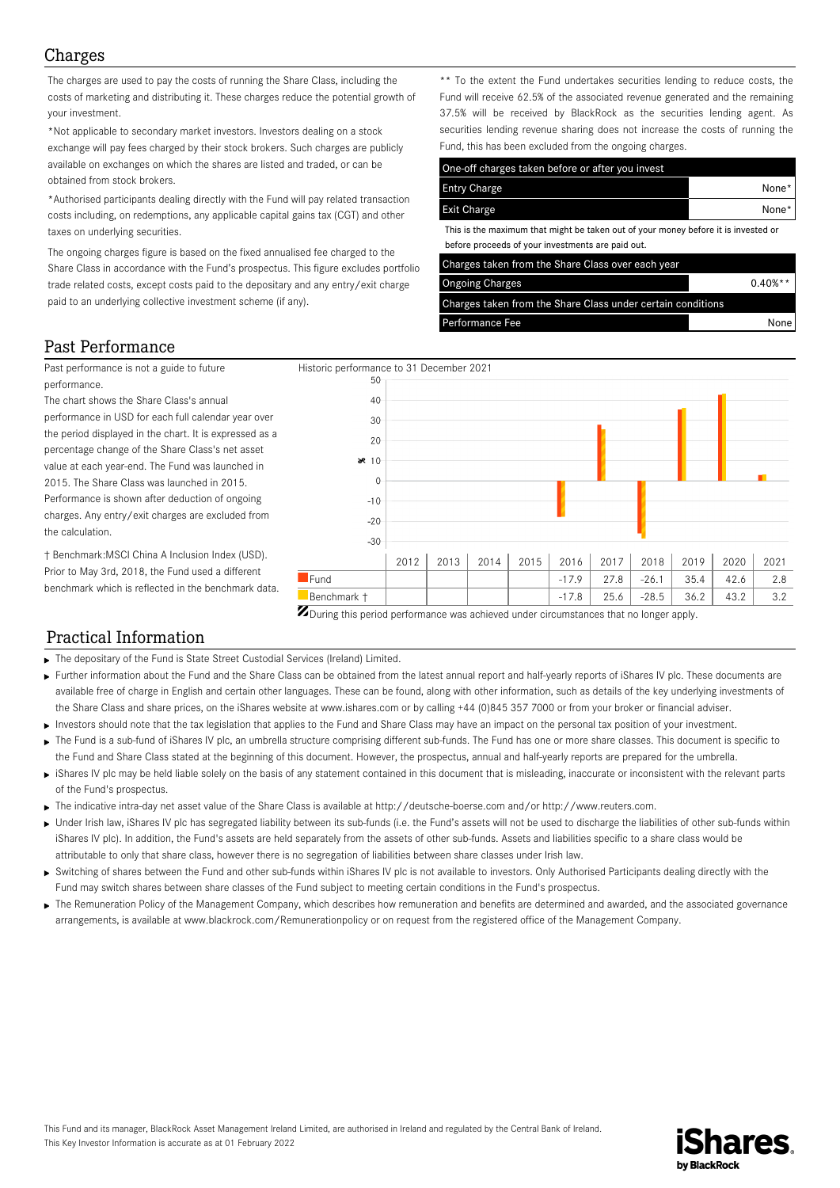## Charges

The charges are used to pay the costs of running the Share Class, including the costs of marketing and distributing it. These charges reduce the potential growth of your investment.

*Not applicable to secondary market investors. Investors dealing on a stock exchange will pay fees charged by their stock brokers. Such charges are publicly available on exchanges on which the shares are listed and traded, or can be obtained from stock brokers.

*Authorised participants dealing directly with the Fund will pay related transaction costs including, on redemptions, any applicable capital gains tax (CGT) and other taxes on underlying securities.

The ongoing charges figure is based on the fixed annualised fee charged to the Share Class in accordance with the Fund's prospectus. This figure excludes portfolio trade related costs, except costs paid to the depositary and any entry/exit charge paid to an underlying collective investment scheme (if any).

** To the extent the Fund undertakes securities lending to reduce costs, the Fund will receive 62.5% of the associated revenue generated and the remaining 37.5% will be received by BlackRock as the securities lending agent. As securities lending revenue sharing does not increase the costs of running the Fund, this has been excluded from the ongoing charges.

| One-off charges taken before or after you invest | |
|---|---|
| Entry Charge | None* |
| Exit Charge | None* |

This is the maximum that might be taken out of your money before it is invested or before proceeds of your investments are paid out.

| Charges taken from the Share Class over each year | |
|---|---|
| Ongoing Charges | 0.40%** |

| Charges taken from the Share Class under certain conditions | |
|---|---|
| Performance Fee | None |

## Past Performance

Past performance is not a guide to future performance.

The chart shows the Share Class's annual performance in USD for each full calendar year over the period displayed in the chart. It is expressed as a percentage change of the Share Class's net asset value at each year-end. The Fund was launched in 2015. The Share Class was launched in 2015.

Performance is shown after deduction of ongoing charges. Any entry/exit charges are excluded from the calculation.

† Benchmark:MSCI China A Inclusion Index (USD). Prior to May 3rd, 2018, the Fund used a different benchmark which is reflected in the benchmark data.

Historic performance to 31 December 2021

50
40
30
20
10
0
-10
-20
-30

| | 2012 | 2013 | 2014 | 2015 | 2016 | 2017 | 2018 | 2019 | 2020 | 2021 |
|---|---|---|---|---|---|---|---|---|---|---|
| Fund | | | | | -17.9 | 27.8 | -26.1 | 35.4 | 42.6 | 2.8 |
| Benchmark † | | | | | -17.8 | 25.6 | -28.5 | 36.2 | 43.2 | 3.2 |

During this period performance was achieved under circumstances that no longer apply.

## Practical Information

- The depositary of the Fund is State Street Custodial Services (Ireland) Limited.
- Further information about the Fund and the Share Class can be obtained from the latest annual report and half-yearly reports of iShares IV plc. These documents are available free of charge in English and certain other languages. These can be found, along with other information, such as details of the key underlying investments of the Share Class and share prices, on the iShares website at www.ishares.com or by calling +44 (0)845 357 7000 or from your broker or financial adviser.
- Investors should note that the tax legislation that applies to the Fund and Share Class may have an impact on the personal tax position of your investment.
- The Fund is a sub-fund of iShares IV plc, an umbrella structure comprising different sub-funds. The Fund has one or more share classes. This document is specific to the Fund and Share Class stated at the beginning of this document. However, the prospectus, annual and half-yearly reports are prepared for the umbrella.
- iShares IV plc may be held liable solely on the basis of any statement contained in this document that is misleading, inaccurate or inconsistent with the relevant parts of the Fund's prospectus.
- The indicative intra-day net asset value of the Share Class is available at http://deutsche-boerse.com and/or http://www.reuters.com.
- Under Irish law, iShares IV plc has segregated liability between its sub-funds (i.e. the Fund's assets will not be used to discharge the liabilities of other sub-funds within iShares IV plc). In addition, the Fund's assets are held separately from the assets of other sub-funds. Assets and liabilities specific to a share class would be attributable to only that share class, however there is no segregation of liabilities between share classes under Irish law.
- Switching of shares between the Fund and other sub-funds within iShares IV plc is not available to investors. Only Authorised Participants dealing directly with the Fund may switch shares between share classes of the Fund subject to meeting certain conditions in the Fund's prospectus.
- The Remuneration Policy of the Management Company, which describes how remuneration and benefits are determined and awarded, and the associated governance arrangements, is available at www.blackrock.com/Remunerationpolicy or on request from the registered office of the Management Company.

This Fund and its manager, BlackRock Asset Management Ireland Limited, are authorised in Ireland and regulated by the Central Bank of Ireland.
This Key Investor Information is accurate as at 01 February 2022

iShares by BlackRock